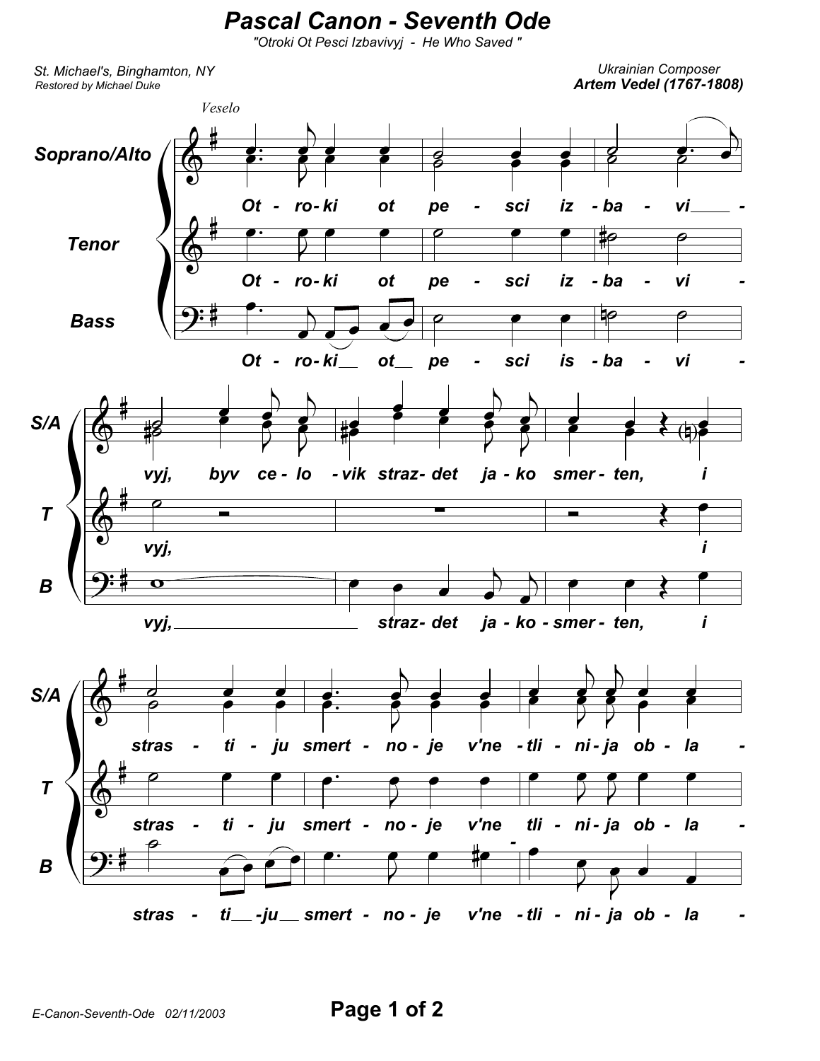# Pascal Canon - Seventh Ode

*"Otroki Ot Pesci Izbavivyj - He Who Saved "*

St. Michael's, Binghamton, NY
Restored by Michael Duke

Ukrainian Composer
**Artem Vedel (1767-1808)**

*Veselo*

**Soprano/Alto**: Ot - ro- ki ot pe - sci iz - ba - vi - vyj, byv ce - lo - vik straz- det ja - ko smer - ten, i stras - ti - ju smert - no - je v'ne - tli - ni - ja ob - la -

**Tenor**: Ot - ro- ki ot pe - sci iz - ba - vi - vyj, i stras - ti - ju smert - no - je v'ne tli - ni - ja ob - la -

**Bass**: Ot - ro- ki ot pe - sci is - ba - vi - vyj, straz- det ja - ko - smer - ten, i stras - ti -ju smert - no - je v'ne - tli - ni - ja ob - la -

E-Canon-Seventh-Ode 02/11/2003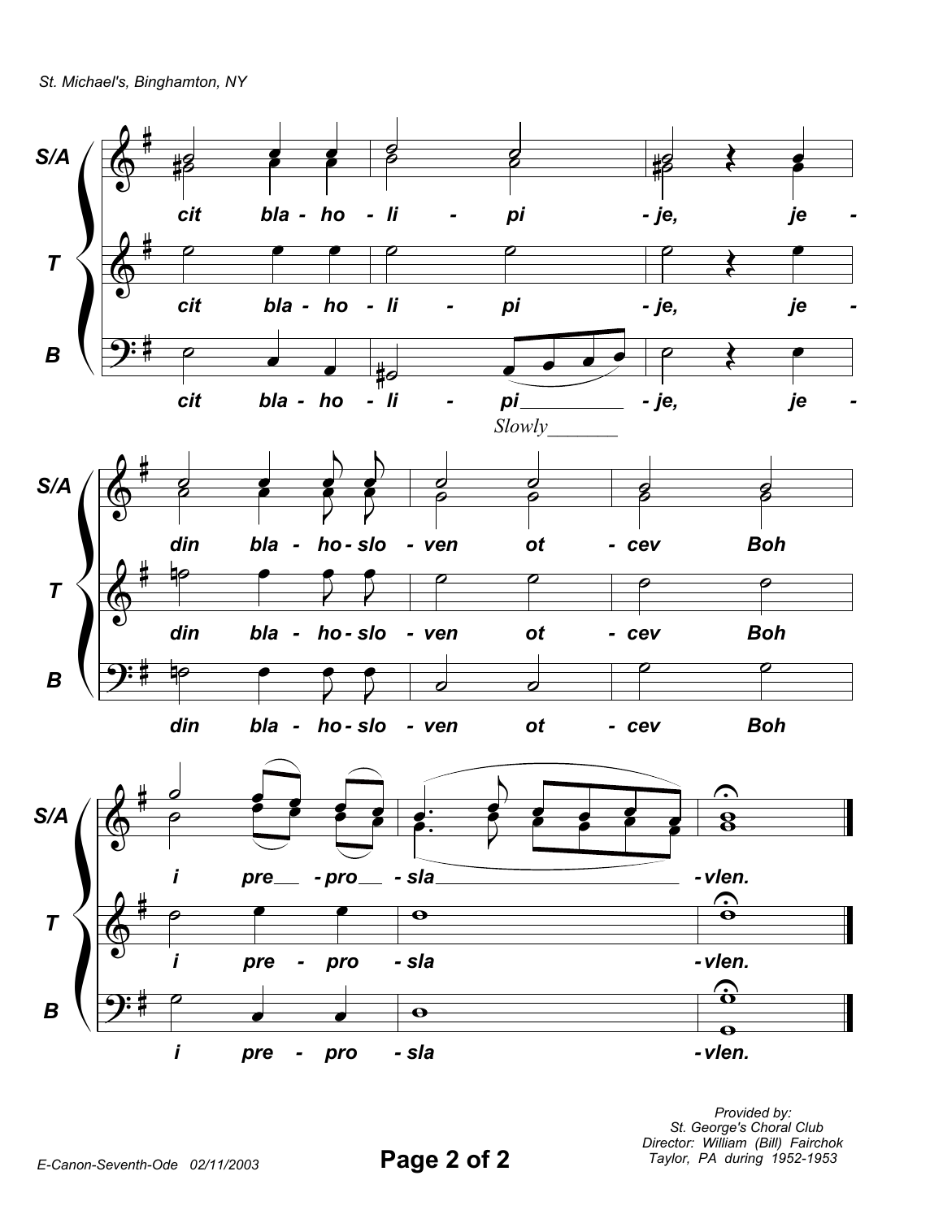S/A

cit bla - ho - li - pi - je, je -

T

cit bla - ho - li - pi - je, je -

B

cit bla - ho - li - pi - je, je -

*Slowly*

S/A

din bla - ho - slo - ven ot - cev Boh

T

din bla - ho - slo - ven ot - cev Boh

B

din bla - ho - slo - ven ot - cev Boh

S/A

i pre - pro - sla - vlen.

T

i pre - pro - sla - vlen.

B

i pre - pro - sla - vlen.

*Provided by:*
*St. George's Choral Club*
*Director: William (Bill) Fairchok*
*Taylor, PA during 1952-1953*

*E-Canon-Seventh-Ode 02/11/2003*